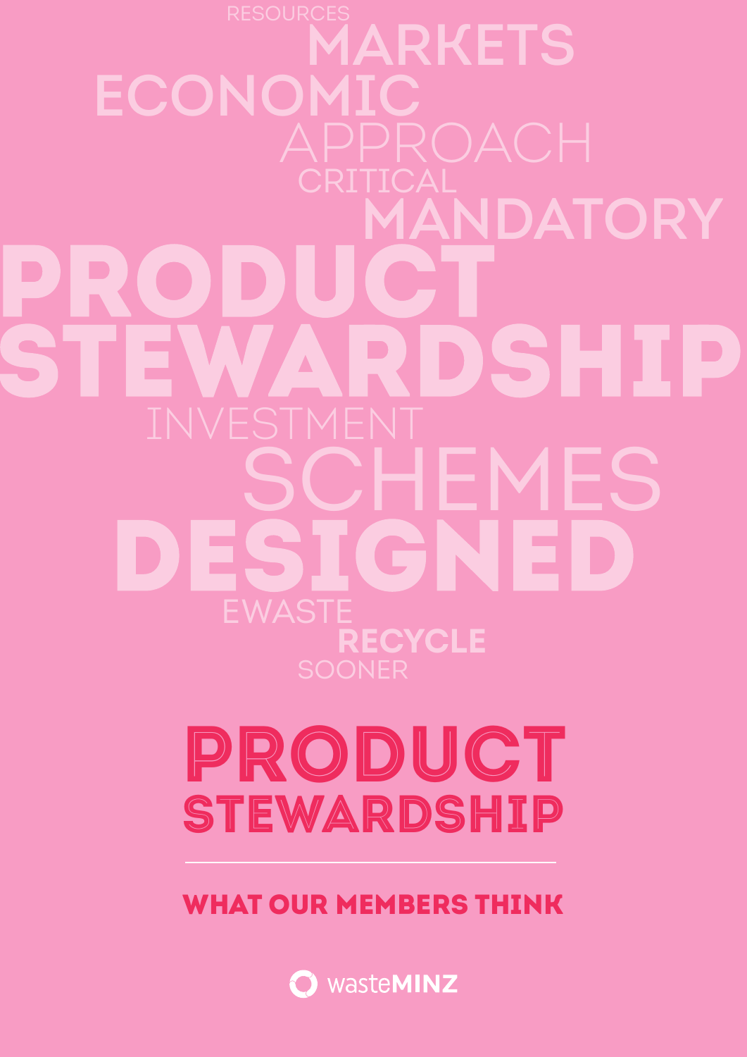RESOURCES
MARKETS
ECONOMIC
APPROACH
CRITICAL
MANDATORY
PRODUCT
STEWARDSHIP
INVESTMENT
SCHEMES
DESIGNED
EWASTE
RECYCLE
SOONER

# PRODUCT STEWARDSHIP

## WHAT OUR MEMBERS THINK

wasteMINZ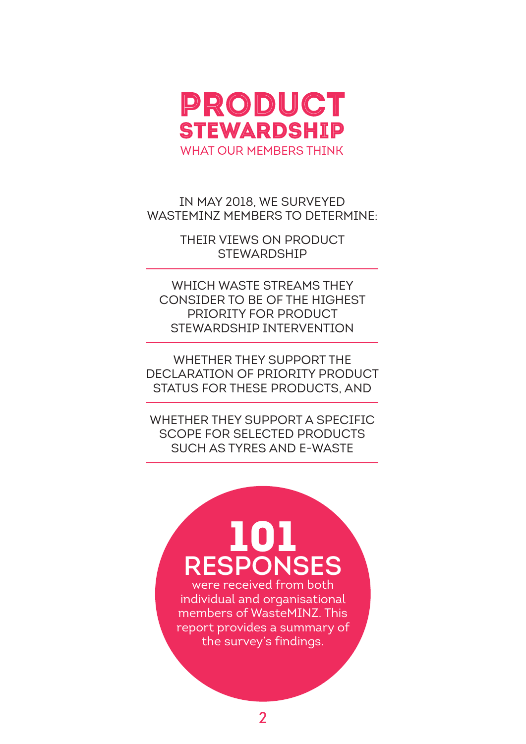# PRODUCT STEWARDSHIP

## WHAT OUR MEMBERS THINK

IN MAY 2018, WE SURVEYED WASTEMINZ MEMBERS TO DETERMINE:

- THEIR VIEWS ON PRODUCT STEWARDSHIP
- WHICH WASTE STREAMS THEY CONSIDER TO BE OF THE HIGHEST PRIORITY FOR PRODUCT STEWARDSHIP INTERVENTION
- WHETHER THEY SUPPORT THE DECLARATION OF PRIORITY PRODUCT STATUS FOR THESE PRODUCTS, AND
- WHETHER THEY SUPPORT A SPECIFIC SCOPE FOR SELECTED PRODUCTS SUCH AS TYRES AND E-WASTE

**101 RESPONSES** were received from both individual and organisational members of WasteMINZ. This report provides a summary of the survey's findings.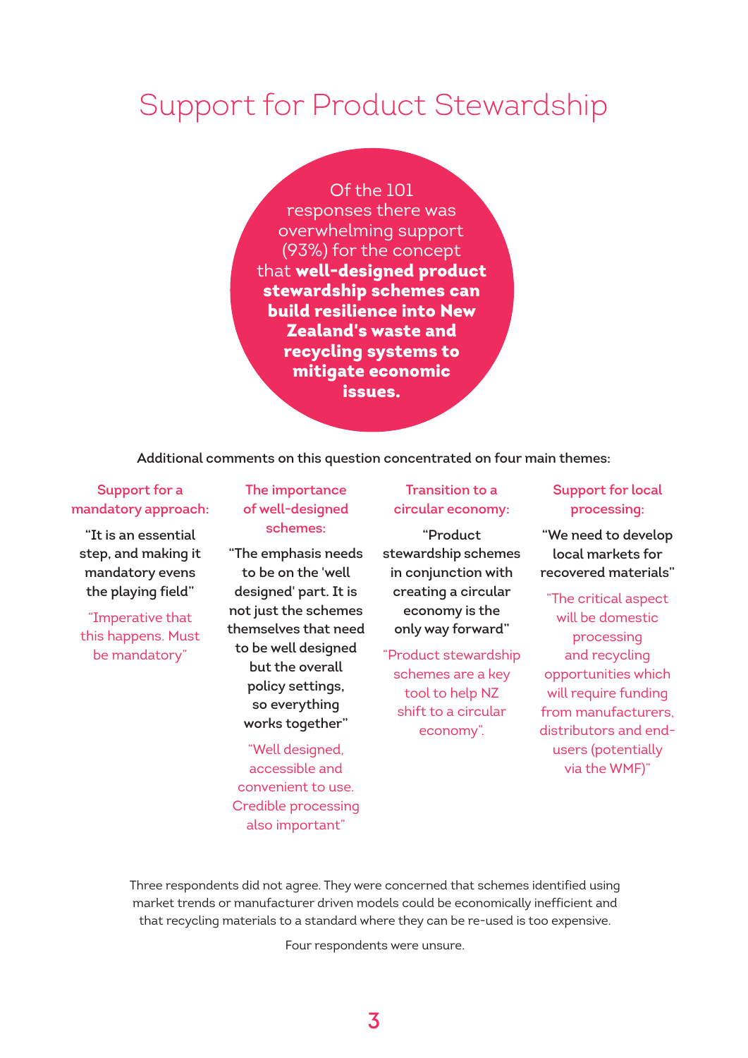# Support for Product Stewardship

Of the 101 responses there was overwhelming support (93%) for the concept that **well-designed product stewardship schemes can build resilience into New Zealand's waste and recycling systems to mitigate economic issues.**

Additional comments on this question concentrated on four main themes:

### Support for a mandatory approach:

**"It is an essential step, and making it mandatory evens the playing field"**

"Imperative that this happens. Must be mandatory"

### The importance of well-designed schemes:

**"The emphasis needs to be on the 'well designed' part. It is not just the schemes themselves that need to be well designed but the overall policy settings, so everything works together"**

"Well designed, accessible and convenient to use. Credible processing also important"

### Transition to a circular economy:

**"Product stewardship schemes in conjunction with creating a circular economy is the only way forward"**

"Product stewardship schemes are a key tool to help NZ shift to a circular economy".

### Support for local processing:

**"We need to develop local markets for recovered materials"**

"The critical aspect will be domestic processing and recycling opportunities which will require funding from manufacturers, distributors and end-users (potentially via the WMF)"

Three respondents did not agree. They were concerned that schemes identified using market trends or manufacturer driven models could be economically inefficient and that recycling materials to a standard where they can be re-used is too expensive.

Four respondents were unsure.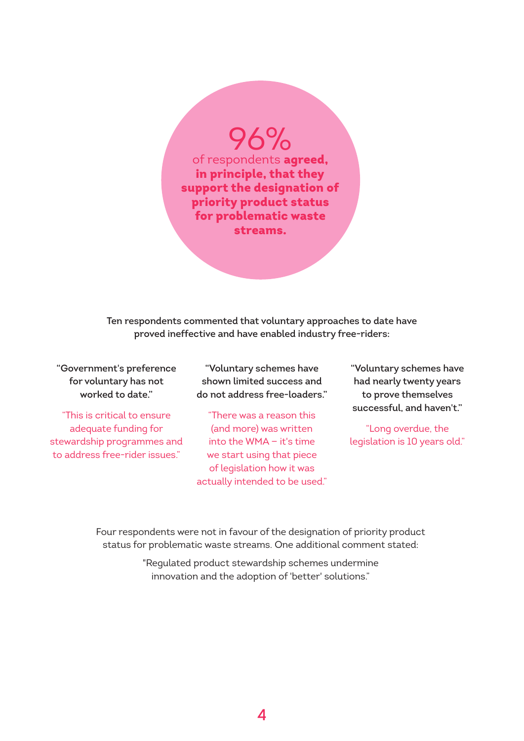96%

of respondents **agreed, in principle, that they support the designation of priority product status for problematic waste streams.**

**Ten respondents commented that voluntary approaches to date have proved ineffective and have enabled industry free-riders:**

**"Government's preference for voluntary has not worked to date."**

"This is critical to ensure adequate funding for stewardship programmes and to address free-rider issues."

**"Voluntary schemes have shown limited success and do not address free-loaders."**

"There was a reason this (and more) was written into the WMA – it's time we start using that piece of legislation how it was actually intended to be used."

**"Voluntary schemes have had nearly twenty years to prove themselves successful, and haven't."**

"Long overdue, the legislation is 10 years old."

Four respondents were not in favour of the designation of priority product status for problematic waste streams. One additional comment stated:

"Regulated product stewardship schemes undermine innovation and the adoption of 'better' solutions."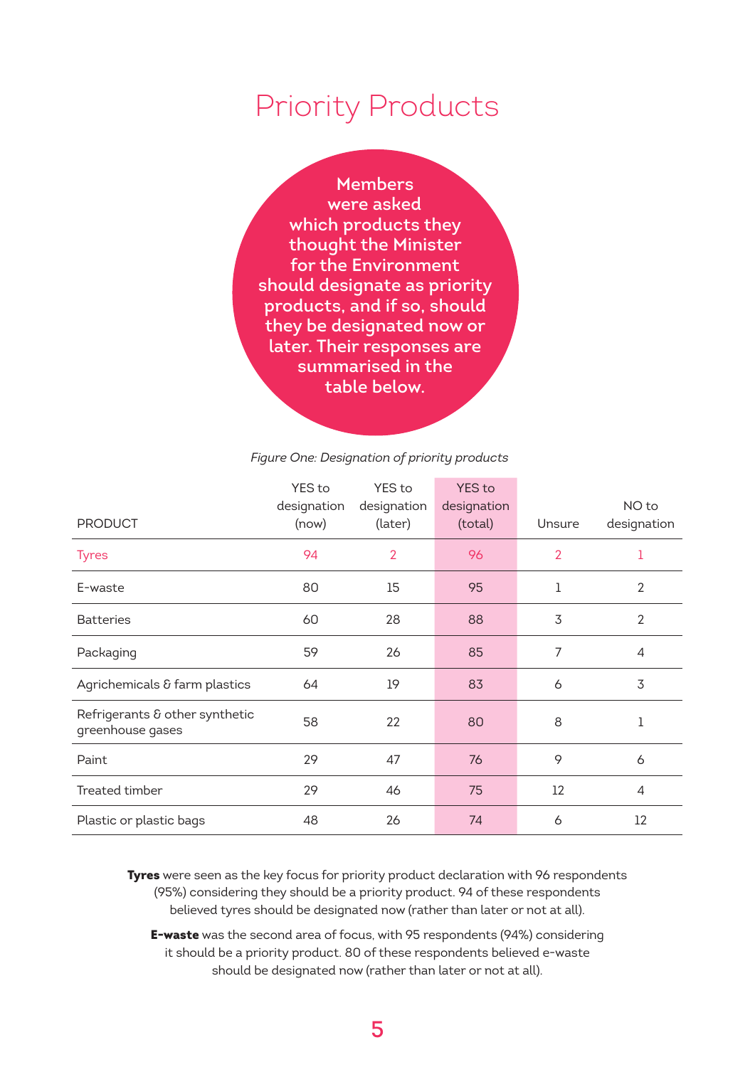# Priority Products

Members were asked which products they thought the Minister for the Environment should designate as priority products, and if so, should they be designated now or later. Their responses are summarised in the table below.

*Figure One: Designation of priority products*

| PRODUCT | YES to designation (now) | YES to designation (later) | YES to designation (total) | Unsure | NO to designation |
|---|---|---|---|---|---|
| Tyres | 94 | 2 | 96 | 2 | 1 |
| E-waste | 80 | 15 | 95 | 1 | 2 |
| Batteries | 60 | 28 | 88 | 3 | 2 |
| Packaging | 59 | 26 | 85 | 7 | 4 |
| Agrichemicals & farm plastics | 64 | 19 | 83 | 6 | 3 |
| Refrigerants & other synthetic greenhouse gases | 58 | 22 | 80 | 8 | 1 |
| Paint | 29 | 47 | 76 | 9 | 6 |
| Treated timber | 29 | 46 | 75 | 12 | 4 |
| Plastic or plastic bags | 48 | 26 | 74 | 6 | 12 |

**Tyres** were seen as the key focus for priority product declaration with 96 respondents (95%) considering they should be a priority product. 94 of these respondents believed tyres should be designated now (rather than later or not at all).

**E-waste** was the second area of focus, with 95 respondents (94%) considering it should be a priority product. 80 of these respondents believed e-waste should be designated now (rather than later or not at all).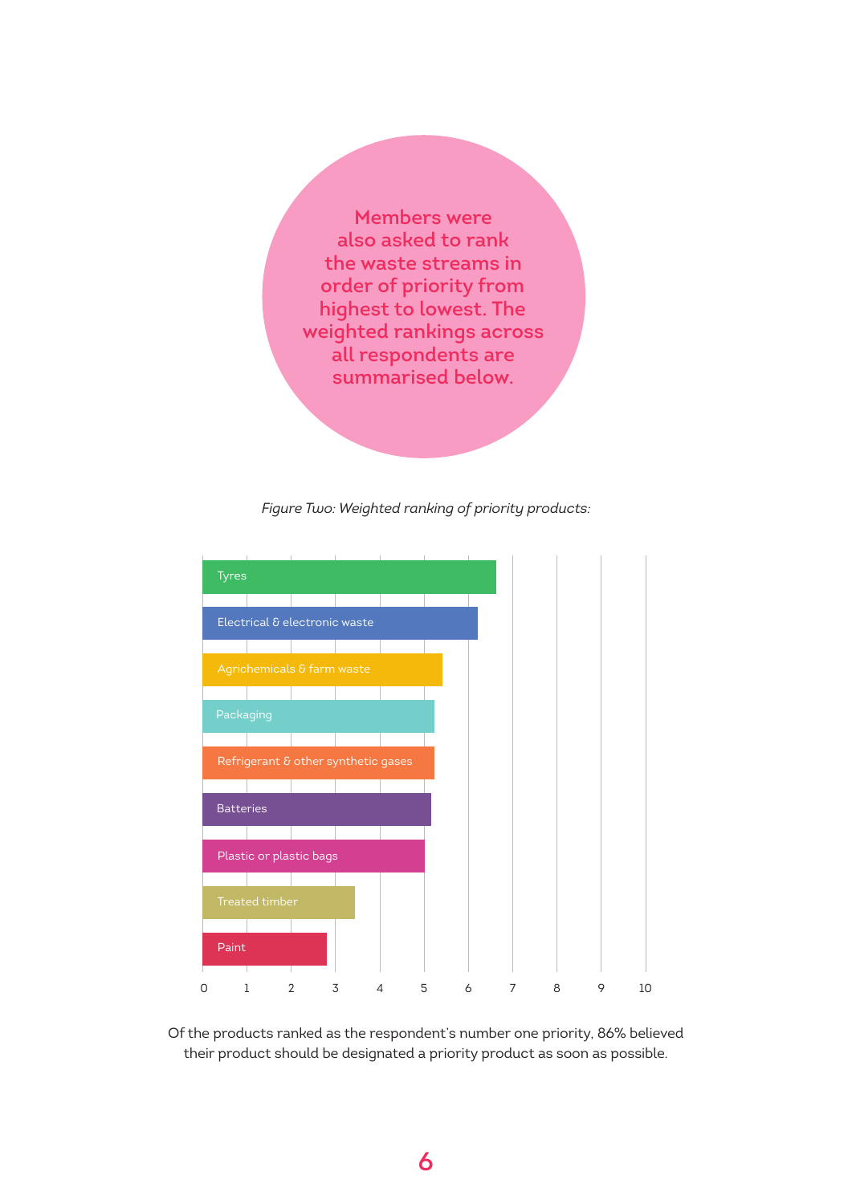**Members were also asked to rank the waste streams in order of priority from highest to lowest. The weighted rankings across all respondents are summarised below.**

*Figure Two: Weighted ranking of priority products:*

| Product | Weighted ranking (approx.) |
| --- | --- |
| Tyres | 6.6 |
| Electrical & electronic waste | 6.2 |
| Agrichemicals & farm waste | 5.4 |
| Packaging | 5.2 |
| Refrigerant & other synthetic gases | 5.2 |
| Batteries | 5.2 |
| Plastic or plastic bags | 5.0 |
| Treated timber | 3.4 |
| Paint | 2.8 |

Of the products ranked as the respondent's number one priority, 86% believed their product should be designated a priority product as soon as possible.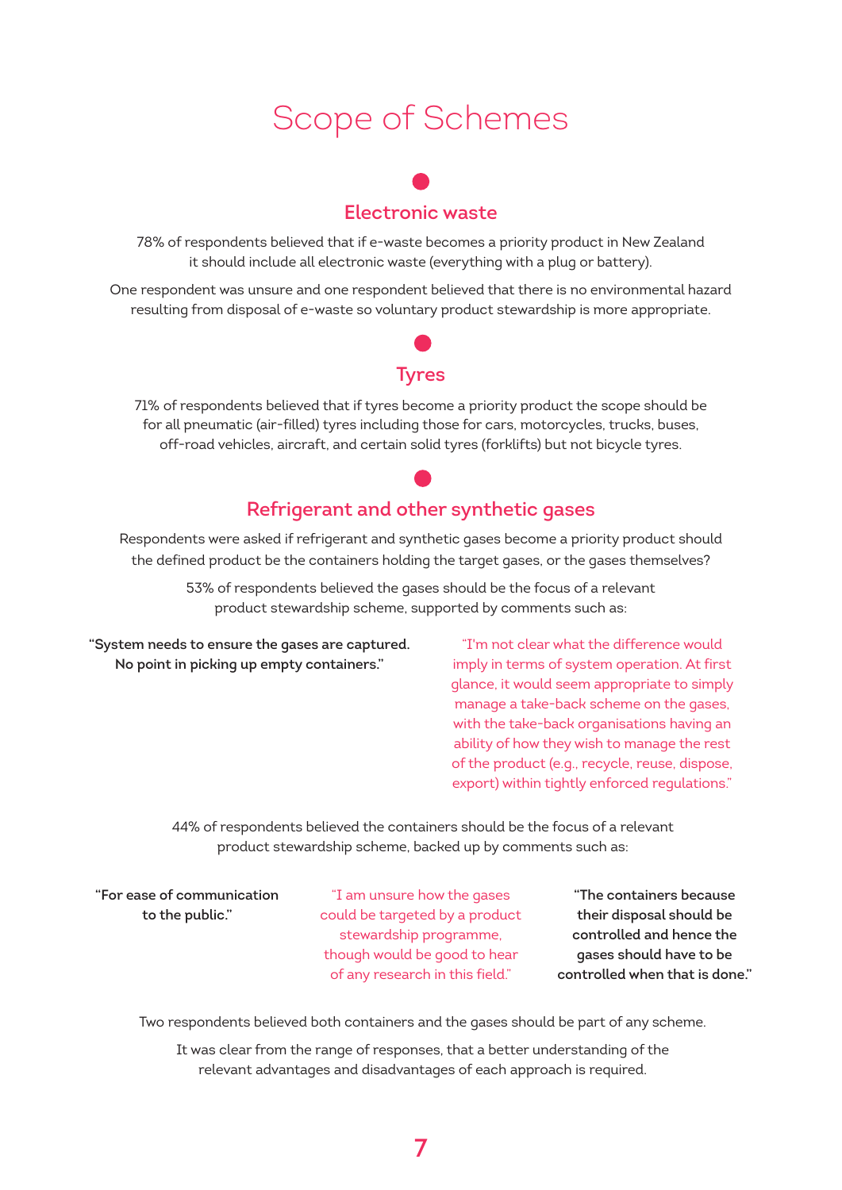# Scope of Schemes

## Electronic waste

78% of respondents believed that if e-waste becomes a priority product in New Zealand it should include all electronic waste (everything with a plug or battery).

One respondent was unsure and one respondent believed that there is no environmental hazard resulting from disposal of e-waste so voluntary product stewardship is more appropriate.

## Tyres

71% of respondents believed that if tyres become a priority product the scope should be for all pneumatic (air-filled) tyres including those for cars, motorcycles, trucks, buses, off-road vehicles, aircraft, and certain solid tyres (forklifts) but not bicycle tyres.

## Refrigerant and other synthetic gases

Respondents were asked if refrigerant and synthetic gases become a priority product should the defined product be the containers holding the target gases, or the gases themselves?

53% of respondents believed the gases should be the focus of a relevant product stewardship scheme, supported by comments such as:

**"System needs to ensure the gases are captured. No point in picking up empty containers."**

"I'm not clear what the difference would imply in terms of system operation. At first glance, it would seem appropriate to simply manage a take-back scheme on the gases, with the take-back organisations having an ability of how they wish to manage the rest of the product (e.g., recycle, reuse, dispose, export) within tightly enforced regulations."

44% of respondents believed the containers should be the focus of a relevant product stewardship scheme, backed up by comments such as:

**"For ease of communication to the public."**

"I am unsure how the gases could be targeted by a product stewardship programme, though would be good to hear of any research in this field."

**"The containers because their disposal should be controlled and hence the gases should have to be controlled when that is done."**

Two respondents believed both containers and the gases should be part of any scheme.

It was clear from the range of responses, that a better understanding of the relevant advantages and disadvantages of each approach is required.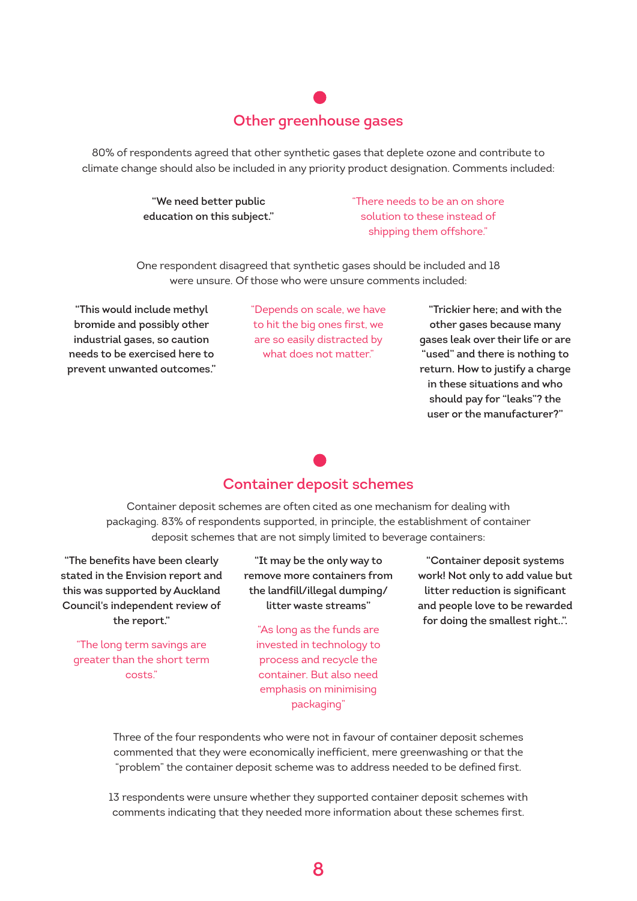## Other greenhouse gases

80% of respondents agreed that other synthetic gases that deplete ozone and contribute to climate change should also be included in any priority product designation. Comments included:

**"We need better public education on this subject."**

"There needs to be an on shore solution to these instead of shipping them offshore."

One respondent disagreed that synthetic gases should be included and 18 were unsure. Of those who were unsure comments included:

**"This would include methyl bromide and possibly other industrial gases, so caution needs to be exercised here to prevent unwanted outcomes."**

"Depends on scale, we have to hit the big ones first, we are so easily distracted by what does not matter."

**"Trickier here; and with the other gases because many gases leak over their life or are "used" and there is nothing to return. How to justify a charge in these situations and who should pay for "leaks"? the user or the manufacturer?"**

## Container deposit schemes

Container deposit schemes are often cited as one mechanism for dealing with packaging. 83% of respondents supported, in principle, the establishment of container deposit schemes that are not simply limited to beverage containers:

**"The benefits have been clearly stated in the Envision report and this was supported by Auckland Council's independent review of the report."**

"The long term savings are greater than the short term costs."

**"It may be the only way to remove more containers from the landfill/illegal dumping/ litter waste streams"**

"As long as the funds are invested in technology to process and recycle the container. But also need emphasis on minimising packaging"

**"Container deposit systems work! Not only to add value but litter reduction is significant and people love to be rewarded for doing the smallest right..".**

Three of the four respondents who were not in favour of container deposit schemes commented that they were economically inefficient, mere greenwashing or that the "problem" the container deposit scheme was to address needed to be defined first.

13 respondents were unsure whether they supported container deposit schemes with comments indicating that they needed more information about these schemes first.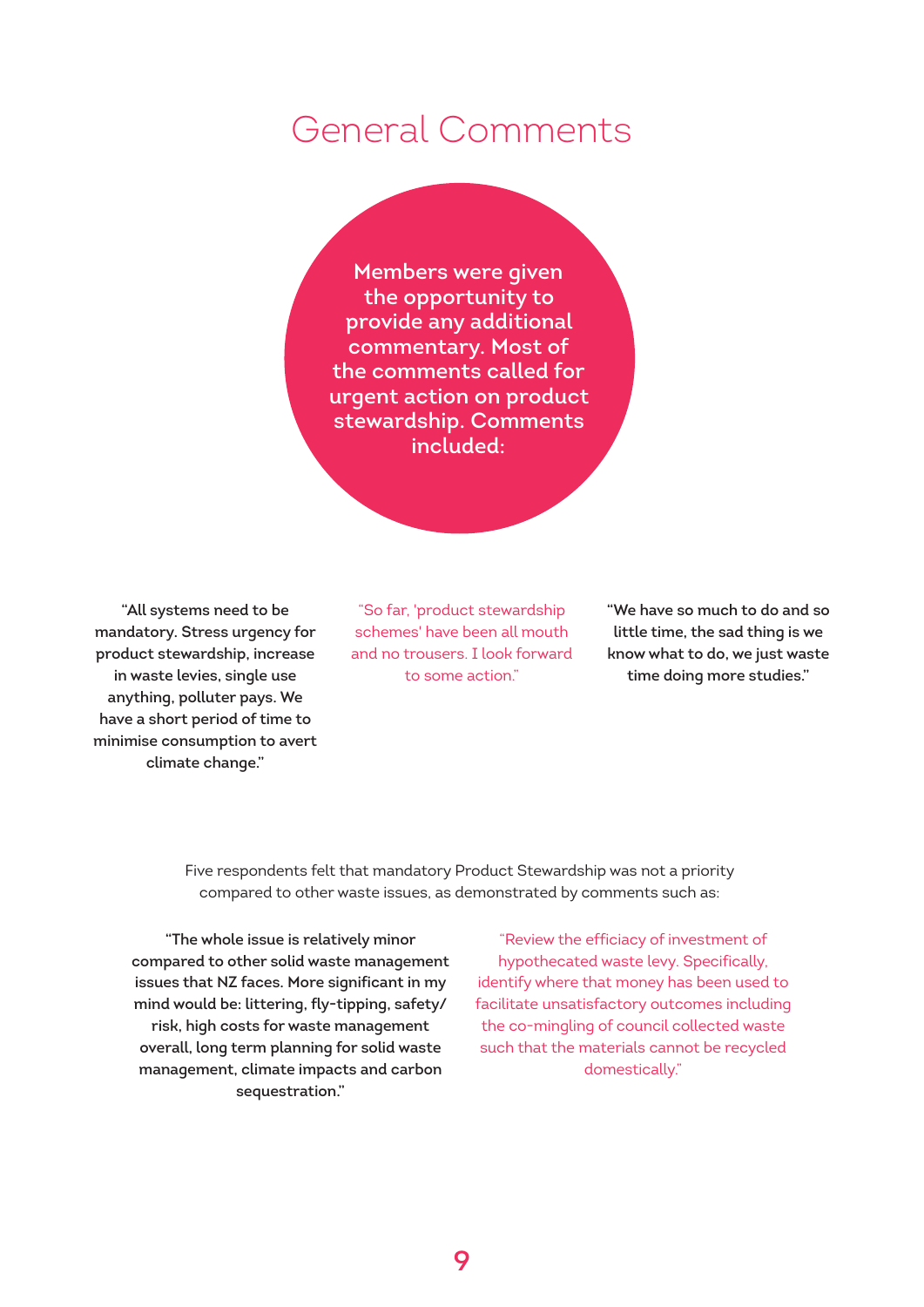# General Comments

**Members were given the opportunity to provide any additional commentary. Most of the comments called for urgent action on product stewardship. Comments included:**

**"All systems need to be mandatory. Stress urgency for product stewardship, increase in waste levies, single use anything, polluter pays. We have a short period of time to minimise consumption to avert climate change."**

"So far, 'product stewardship schemes' have been all mouth and no trousers. I look forward to some action."

**"We have so much to do and so little time, the sad thing is we know what to do, we just waste time doing more studies."**

Five respondents felt that mandatory Product Stewardship was not a priority compared to other waste issues, as demonstrated by comments such as:

**"The whole issue is relatively minor compared to other solid waste management issues that NZ faces. More significant in my mind would be: littering, fly-tipping, safety/risk, high costs for waste management overall, long term planning for solid waste management, climate impacts and carbon sequestration."**

"Review the efficiacy of investment of hypothecated waste levy. Specifically, identify where that money has been used to facilitate unsatisfactory outcomes including the co-mingling of council collected waste such that the materials cannot be recycled domestically."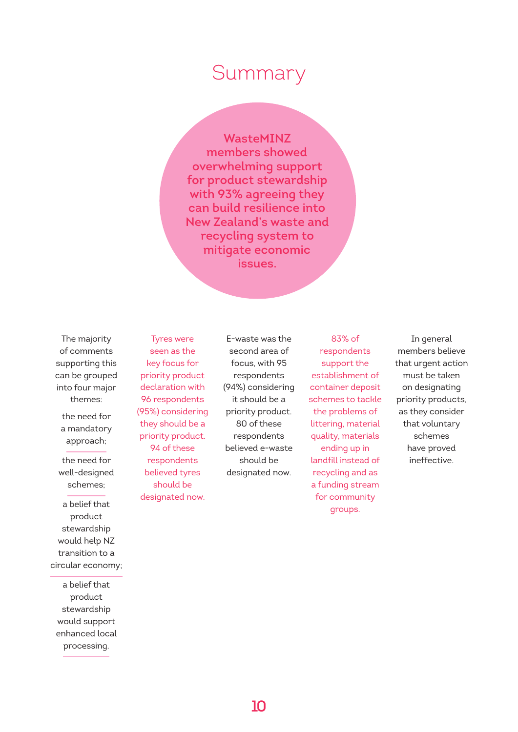# Summary

**WasteMINZ members showed overwhelming support for product stewardship with 93% agreeing they can build resilience into New Zealand's waste and recycling system to mitigate economic issues.**

The majority of comments supporting this can be grouped into four major themes:

- the need for a mandatory approach;
- the need for well-designed schemes;
- a belief that product stewardship would help NZ transition to a circular economy;
- a belief that product stewardship would support enhanced local processing.

Tyres were seen as the key focus for priority product declaration with 96 respondents (95%) considering they should be a priority product. 94 of these respondents believed tyres should be designated now.

E-waste was the second area of focus, with 95 respondents (94%) considering it should be a priority product. 80 of these respondents believed e-waste should be designated now.

83% of respondents support the establishment of container deposit schemes to tackle the problems of littering, material quality, materials ending up in landfill instead of recycling and as a funding stream for community groups.

In general members believe that urgent action must be taken on designating priority products, as they consider that voluntary schemes have proved ineffective.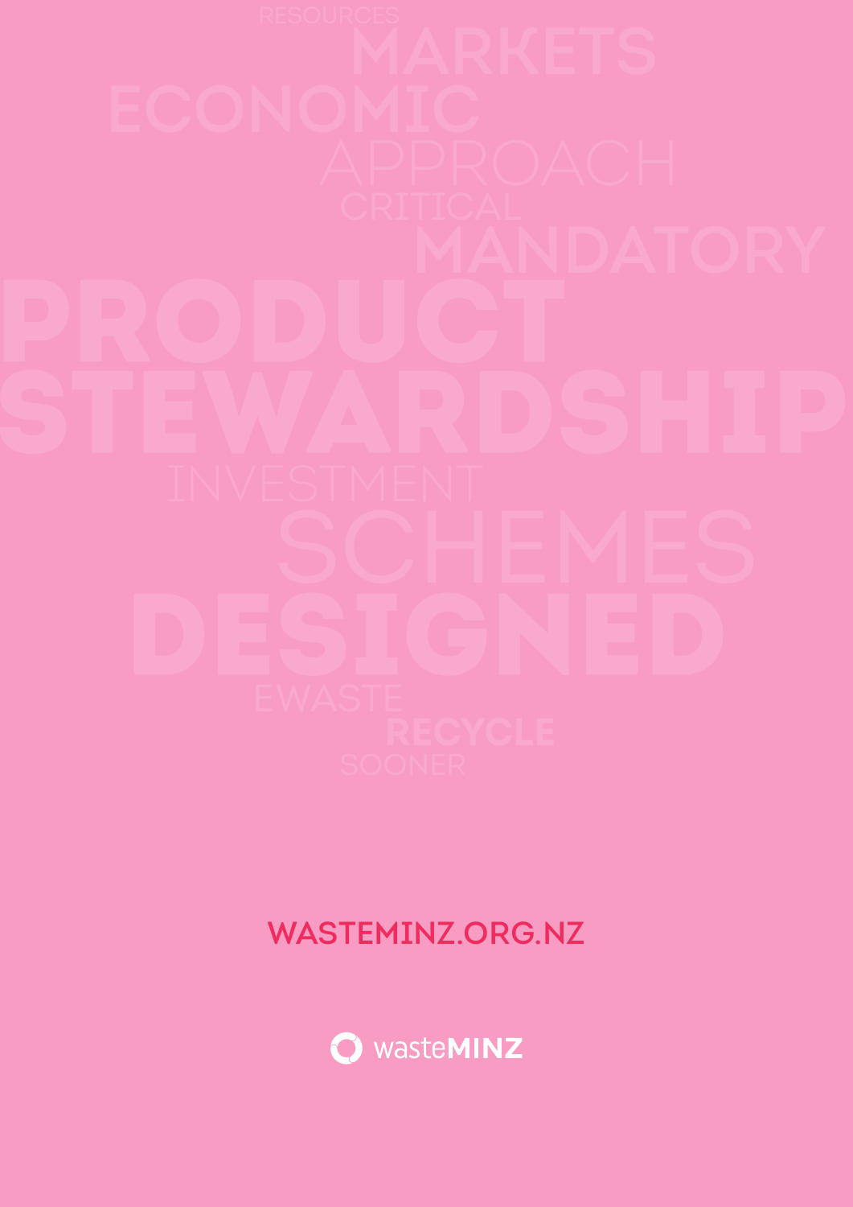RESOURCES

MARKETS

ECONOMIC

APPROACH

CRITICAL

MANDATORY

PRODUCT STEWARDSHIP

INVESTMENT

SCHEMES

DESIGNED

EWASTE

RECYCLE

SOONER

WASTEMINZ.ORG.NZ

wasteMINZ